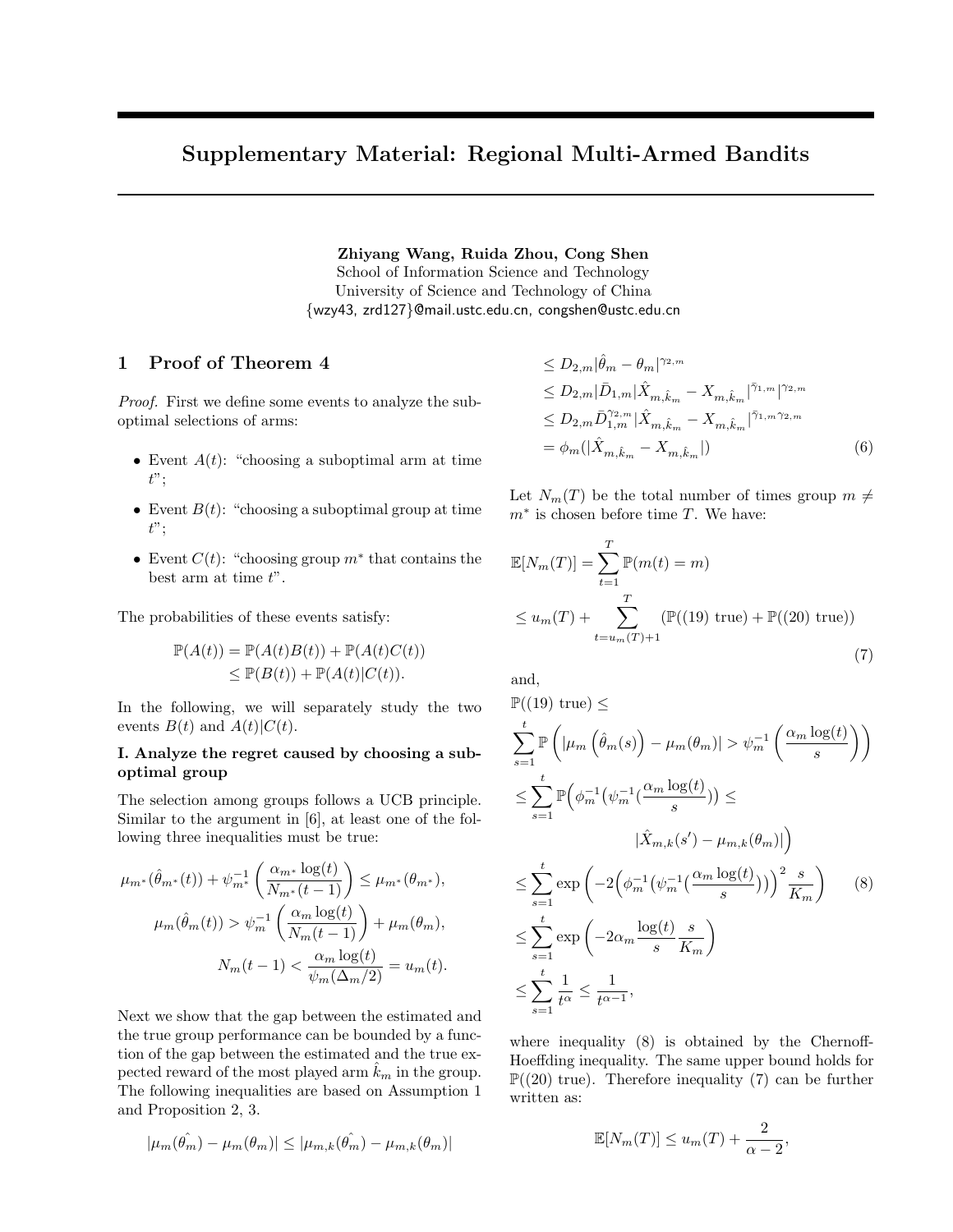# Supplementary Material: Regional Multi-Armed Bandits

**Zhiyang Wang, Ruida Zhou, Cong Shen**
School of Information Science and Technology
University of Science and Technology of China
{wzy43, zrd127}@mail.ustc.edu.cn, congshen@ustc.edu.cn

## 1 Proof of Theorem 4

*Proof.* First we define some events to analyze the suboptimal selections of arms:

- Event $A(t)$: "choosing a suboptimal arm at time $t$";
- Event $B(t)$: "choosing a suboptimal group at time $t$";
- Event $C(t)$: "choosing group $m^*$ that contains the best arm at time $t$".

The probabilities of these events satisfy:

$$\begin{aligned}\mathbb{P}(A(t)) &= \mathbb{P}(A(t)B(t)) + \mathbb{P}(A(t)C(t)) \\ &\leq \mathbb{P}(B(t)) + \mathbb{P}(A(t)|C(t)).\end{aligned}$$

In the following, we will separately study the two events $B(t)$ and $A(t)|C(t)$.

**I. Analyze the regret caused by choosing a suboptimal group**

The selection among groups follows a UCB principle. Similar to the argument in [6], at least one of the following three inequalities must be true:

$$\mu_{m^*}(\hat{\theta}_{m^*}(t)) + \psi_{m^*}^{-1}\left(\frac{\alpha_{m^*}\log(t)}{N_{m^*}(t-1)}\right) \leq \mu_{m^*}(\theta_{m^*}),$$

$$\mu_m(\hat{\theta}_m(t)) > \psi_m^{-1}\left(\frac{\alpha_m \log(t)}{N_m(t-1)}\right) + \mu_m(\theta_m),$$

$$N_m(t-1) < \frac{\alpha_m \log(t)}{\psi_m(\Delta_m/2)} = u_m(t).$$

Next we show that the gap between the estimated and the true group performance can be bounded by a function of the gap between the estimated and the true expected reward of the most played arm $\hat{k}_m$ in the group. The following inequalities are based on Assumption 1 and Proposition 2, 3.

$$\begin{aligned}|\mu_m(\hat{\theta_m}) - \mu_m(\theta_m)| &\leq |\mu_{m,k}(\hat{\theta_m}) - \mu_{m,k}(\theta_m)| \\ &\leq D_{2,m}|\hat{\theta}_m - \theta_m|^{\gamma_{2,m}} \\ &\leq D_{2,m}|\bar{D}_{1,m}|\hat{X}_{m,\hat{k}_m} - X_{m,\hat{k}_m}|^{\bar{\gamma}_{1,m}}|^{\gamma_{2,m}} \\ &\leq D_{2,m}\bar{D}_{1,m}^{\gamma_{2,m}}|\hat{X}_{m,\hat{k}_m} - X_{m,\hat{k}_m}|^{\bar{\gamma}_{1,m}\gamma_{2,m}} \\ &= \phi_m(|\hat{X}_{m,\hat{k}_m} - X_{m,\hat{k}_m}|) \qquad (6)\end{aligned}$$

Let $N_m(T)$ be the total number of times group $m \neq m^*$ is chosen before time $T$. We have:

$$\begin{aligned}&\mathbb{E}[N_m(T)] = \sum_{t=1}^{T} \mathbb{P}(m(t) = m) \\ &\leq u_m(T) + \sum_{t=u_m(T)+1}^{T} (\mathbb{P}((19)\text{ true}) + \mathbb{P}((20)\text{ true})) \qquad (7)\end{aligned}$$

and,

$$\begin{aligned}&\mathbb{P}((19)\text{ true}) \leq \\ &\sum_{s=1}^{t} \mathbb{P}\left(|\mu_m\left(\hat{\theta}_m(s)\right) - \mu_m(\theta_m)| > \psi_m^{-1}\left(\frac{\alpha_m \log(t)}{s}\right)\right) \\ &\leq \sum_{s=1}^{t} \mathbb{P}\Big(\phi_m^{-1}\big(\psi_m^{-1}(\frac{\alpha_m \log(t)}{s})\big) \leq \\ &\qquad\qquad |\hat{X}_{m,k}(s') - \mu_{m,k}(\theta_m)|\Big) \\ &\leq \sum_{s=1}^{t} \exp\left(-2\Big(\phi_m^{-1}\big(\psi_m^{-1}(\frac{\alpha_m \log(t)}{s})\big)\Big)^2 \frac{s}{K_m}\right) \qquad (8) \\ &\leq \sum_{s=1}^{t} \exp\left(-2\alpha_m \frac{\log(t)}{s}\frac{s}{K_m}\right) \\ &\leq \sum_{s=1}^{t} \frac{1}{t^\alpha} \leq \frac{1}{t^{\alpha-1}},\end{aligned}$$

where inequality (8) is obtained by the Chernoff-Hoeffding inequality. The same upper bound holds for $\mathbb{P}((20)\text{ true})$. Therefore inequality (7) can be further written as:

$$\mathbb{E}[N_m(T)] \leq u_m(T) + \frac{2}{\alpha - 2},$$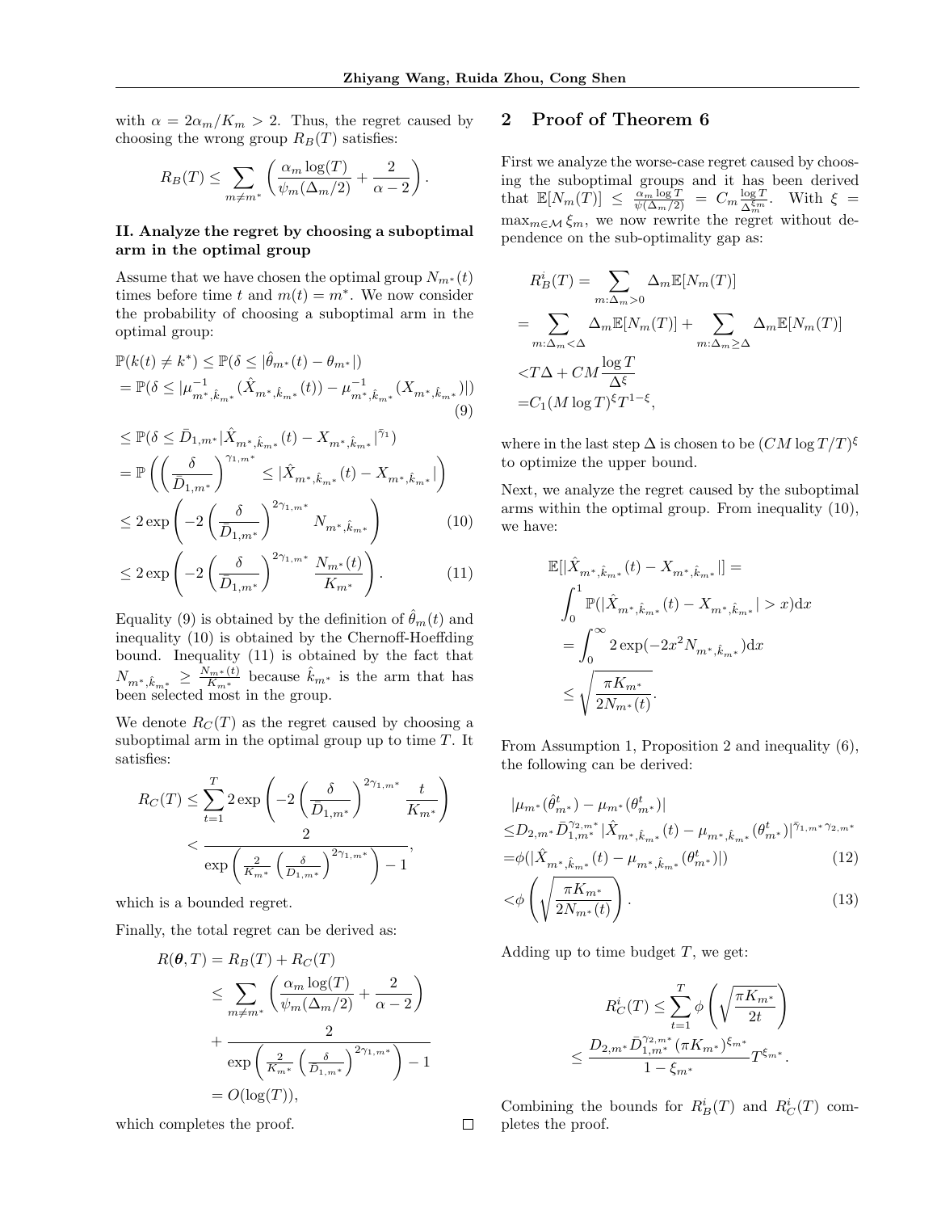with $\alpha = 2\alpha_m/K_m > 2$. Thus, the regret caused by choosing the wrong group $R_B(T)$ satisfies:

$$R_B(T) \leq \sum_{m \neq m^*} \left( \frac{\alpha_m \log(T)}{\psi_m(\Delta_m/2)} + \frac{2}{\alpha - 2} \right).$$

**II. Analyze the regret by choosing a suboptimal arm in the optimal group**

Assume that we have chosen the optimal group $N_{m^*}(t)$ times before time $t$ and $m(t) = m^*$. We now consider the probability of choosing a suboptimal arm in the optimal group:

$$\begin{aligned}
&\mathbb{P}(k(t) \neq k^*) \leq \mathbb{P}(\delta \leq |\hat{\theta}_{m^*}(t) - \theta_{m^*}|) \\
&= \mathbb{P}(\delta \leq |\mu^{-1}_{m^*,\hat{k}_{m^*}}(\hat{X}_{m^*,\hat{k}_{m^*}}(t)) - \mu^{-1}_{m^*,\hat{k}_{m^*}}(X_{m^*,\hat{k}_{m^*}})|) \quad (9)\\
&\leq \mathbb{P}(\delta \leq \bar{D}_{1,m^*}|\hat{X}_{m^*,\hat{k}_{m^*}}(t) - X_{m^*,\hat{k}_{m^*}}|^{\bar{\gamma}_1}) \\
&= \mathbb{P}\left( \left(\frac{\delta}{\bar{D}_{1,m^*}}\right)^{\gamma_{1,m^*}} \leq |\hat{X}_{m^*,\hat{k}_{m^*}}(t) - X_{m^*,\hat{k}_{m^*}}| \right) \\
&\leq 2\exp\left( -2\left(\frac{\delta}{\bar{D}_{1,m^*}}\right)^{2\gamma_{1,m^*}} N_{m^*,\hat{k}_{m^*}} \right) \quad (10)\\
&\leq 2\exp\left( -2\left(\frac{\delta}{\bar{D}_{1,m^*}}\right)^{2\gamma_{1,m^*}} \frac{N_{m^*}(t)}{K_{m^*}} \right). \quad (11)
\end{aligned}$$

Equality (9) is obtained by the definition of $\hat{\theta}_m(t)$ and inequality (10) is obtained by the Chernoff-Hoeffding bound. Inequality (11) is obtained by the fact that $N_{m^*,\hat{k}_{m^*}} \geq \frac{N_{m^*}(t)}{K_{m^*}}$ because $\hat{k}_{m^*}$ is the arm that has been selected most in the group.

We denote $R_C(T)$ as the regret caused by choosing a suboptimal arm in the optimal group up to time $T$. It satisfies:

$$\begin{aligned}
R_C(T) &\leq \sum_{t=1}^{T} 2\exp\left( -2\left(\frac{\delta}{\bar{D}_{1,m^*}}\right)^{2\gamma_{1,m^*}} \frac{t}{K_{m^*}} \right) \\
&< \frac{2}{\exp\left( \frac{2}{K_{m^*}} \left(\frac{\delta}{\bar{D}_{1,m^*}}\right)^{2\gamma_{1,m^*}} \right) - 1},
\end{aligned}$$

which is a bounded regret.

Finally, the total regret can be derived as:

$$\begin{aligned}
R(\boldsymbol{\theta}, T) &= R_B(T) + R_C(T) \\
&\leq \sum_{m \neq m^*} \left( \frac{\alpha_m \log(T)}{\psi_m(\Delta_m/2)} + \frac{2}{\alpha - 2} \right) \\
&+ \frac{2}{\exp\left( \frac{2}{K_{m^*}} \left(\frac{\delta}{\bar{D}_{1,m^*}}\right)^{2\gamma_{1,m^*}} \right) - 1} \\
&= O(\log(T)),
\end{aligned}$$

which completes the proof. □

## 2 Proof of Theorem 6

First we analyze the worse-case regret caused by choosing the suboptimal groups and it has been derived that $\mathbb{E}[N_m(T)] \leq \frac{\alpha_m \log T}{\psi(\Delta_m/2)} = C_m \frac{\log T}{\Delta_m^{\xi_m}}$. With $\xi = \max_{m \in \mathcal{M}} \xi_m$, we now rewrite the regret without dependence on the sub-optimality gap as:

$$\begin{aligned}
R_B^i(T) &= \sum_{m:\Delta_m > 0} \Delta_m \mathbb{E}[N_m(T)] \\
&= \sum_{m:\Delta_m < \Delta} \Delta_m \mathbb{E}[N_m(T)] + \sum_{m:\Delta_m \geq \Delta} \Delta_m \mathbb{E}[N_m(T)] \\
&< T\Delta + CM \frac{\log T}{\Delta^{\xi}} \\
&= C_1 (M \log T)^{\xi} T^{1-\xi},
\end{aligned}$$

where in the last step $\Delta$ is chosen to be $(CM \log T/T)^{\xi}$ to optimize the upper bound.

Next, we analyze the regret caused by the suboptimal arms within the optimal group. From inequality (10), we have:

$$\begin{aligned}
&\mathbb{E}[|\hat{X}_{m^*,\hat{k}_{m^*}}(t) - X_{m^*,\hat{k}_{m^*}}|] = \\
&\int_0^1 \mathbb{P}(|\hat{X}_{m^*,\hat{k}_{m^*}}(t) - X_{m^*,\hat{k}_{m^*}}| > x)\mathrm{d}x \\
&= \int_0^{\infty} 2\exp(-2x^2 N_{m^*,\hat{k}_{m^*}})\mathrm{d}x \\
&\leq \sqrt{\frac{\pi K_{m^*}}{2N_{m^*}(t)}}.
\end{aligned}$$

From Assumption 1, Proposition 2 and inequality (6), the following can be derived:

$$\begin{aligned}
&|\mu_{m^*}(\hat{\theta}^t_{m^*}) - \mu_{m^*}(\theta^t_{m^*})| \\
&\leq D_{2,m^*} \bar{D}_{1,m^*}^{\gamma_{2,m^*}} |\hat{X}_{m^*,\hat{k}_{m^*}}(t) - \mu_{m^*,\hat{k}_{m^*}}(\theta^t_{m^*})|^{\bar{\gamma}_{1,m^*}\gamma_{2,m^*}} \\
&= \phi(|\hat{X}_{m^*,\hat{k}_{m^*}}(t) - \mu_{m^*,\hat{k}_{m^*}}(\theta^t_{m^*})|) \quad (12)\\
&< \phi\left( \sqrt{\frac{\pi K_{m^*}}{2N_{m^*}(t)}} \right). \quad (13)
\end{aligned}$$

Adding up to time budget $T$, we get:

$$\begin{aligned}
R_C^i(T) &\leq \sum_{t=1}^{T} \phi\left( \sqrt{\frac{\pi K_{m^*}}{2t}} \right) \\
&\leq \frac{D_{2,m^*} \bar{D}_{1,m^*}^{\gamma_{2,m^*}} (\pi K_{m^*})^{\xi_{m^*}}}{1 - \xi_{m^*}} T^{\xi_{m^*}}.
\end{aligned}$$

Combining the bounds for $R_B^i(T)$ and $R_C^i(T)$ completes the proof.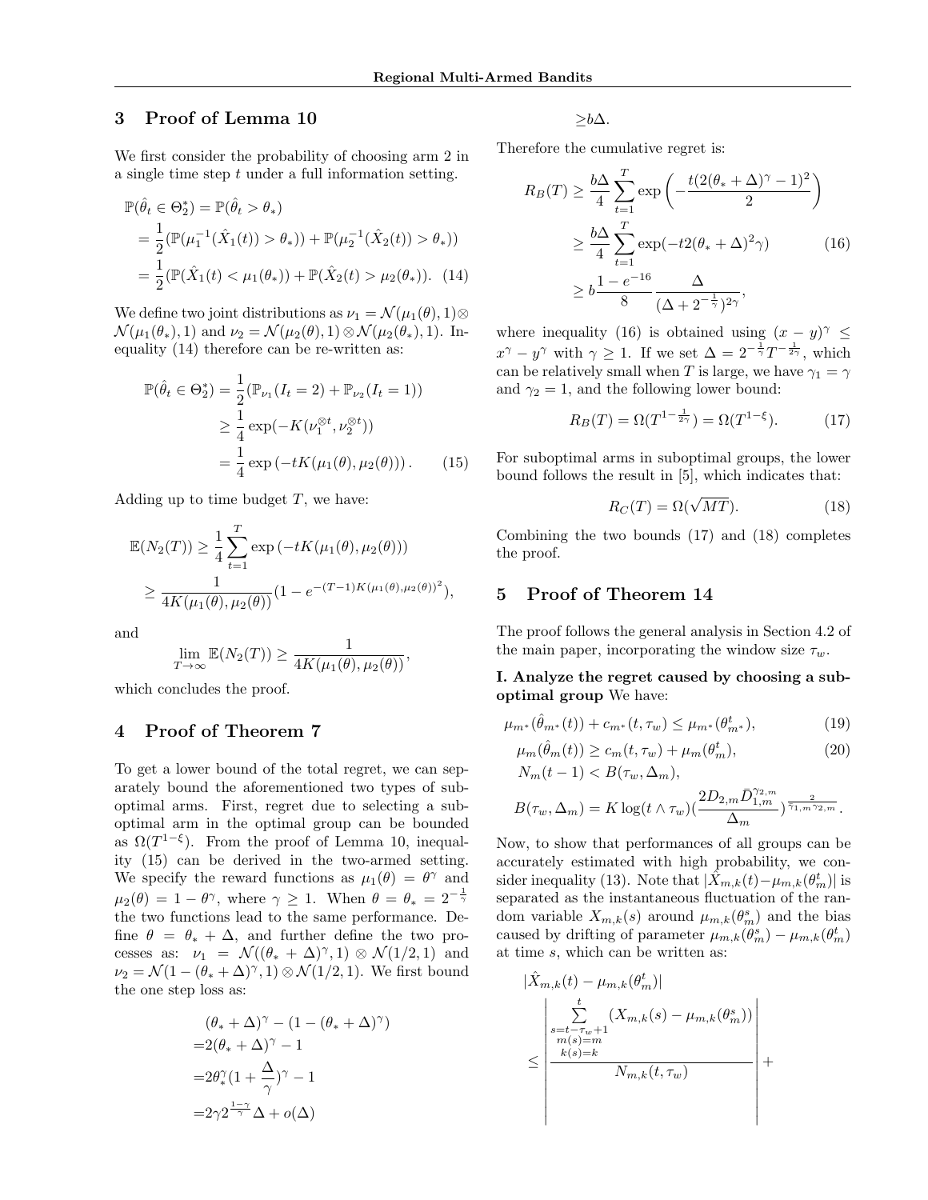## 3 Proof of Lemma 10

We first consider the probability of choosing arm 2 in a single time step $t$ under a full information setting.

$$
\begin{aligned}
\mathbb{P}(\hat{\theta}_t \in \Theta_2^*) &= \mathbb{P}(\hat{\theta}_t > \theta_*) \\
&= \frac{1}{2}(\mathbb{P}(\mu_1^{-1}(\hat{X}_1(t)) > \theta_*)) + \mathbb{P}(\mu_2^{-1}(\hat{X}_2(t)) > \theta_*)) \\
&= \frac{1}{2}(\mathbb{P}(\hat{X}_1(t) < \mu_1(\theta_*)) + \mathbb{P}(\hat{X}_2(t) > \mu_2(\theta_*)). \quad (14)
\end{aligned}
$$

We define two joint distributions as $\nu_1 = \mathcal{N}(\mu_1(\theta), 1) \otimes \mathcal{N}(\mu_1(\theta_*), 1)$ and $\nu_2 = \mathcal{N}(\mu_2(\theta), 1) \otimes \mathcal{N}(\mu_2(\theta_*), 1)$. Inequality (14) therefore can be re-written as:

$$
\begin{aligned}
\mathbb{P}(\hat{\theta}_t \in \Theta_2^*) &= \frac{1}{2}(\mathbb{P}_{\nu_1}(I_t = 2) + \mathbb{P}_{\nu_2}(I_t = 1)) \\
&\geq \frac{1}{4}\exp(-K(\nu_1^{\otimes t}, \nu_2^{\otimes t})) \\
&= \frac{1}{4}\exp\left(-tK(\mu_1(\theta), \mu_2(\theta))\right). \quad (15)
\end{aligned}
$$

Adding up to time budget $T$, we have:

$$
\begin{aligned}
\mathbb{E}(N_2(T)) &\geq \frac{1}{4}\sum_{t=1}^{T}\exp\left(-tK(\mu_1(\theta), \mu_2(\theta))\right) \\
&\geq \frac{1}{4K(\mu_1(\theta), \mu_2(\theta))}(1 - e^{-(T-1)K(\mu_1(\theta), \mu_2(\theta))^2}),
\end{aligned}
$$

and

$$
\lim_{T\to\infty} \mathbb{E}(N_2(T)) \geq \frac{1}{4K(\mu_1(\theta), \mu_2(\theta))},
$$

which concludes the proof.

## 4 Proof of Theorem 7

To get a lower bound of the total regret, we can separately bound the aforementioned two types of suboptimal arms. First, regret due to selecting a suboptimal arm in the optimal group can be bounded as $\Omega(T^{1-\xi})$. From the proof of Lemma 10, inequality (15) can be derived in the two-armed setting. We specify the reward functions as $\mu_1(\theta) = \theta^\gamma$ and $\mu_2(\theta) = 1 - \theta^\gamma$, where $\gamma \geq 1$. When $\theta = \theta_* = 2^{-\frac{1}{\gamma}}$ the two functions lead to the same performance. Define $\theta = \theta_* + \Delta$, and further define the two processes as: $\nu_1 = \mathcal{N}((\theta_* + \Delta)^\gamma, 1) \otimes \mathcal{N}(1/2, 1)$ and $\nu_2 = \mathcal{N}(1 - (\theta_* + \Delta)^\gamma, 1) \otimes \mathcal{N}(1/2, 1)$. We first bound the one step loss as:

$$
\begin{aligned}
&(\theta_* + \Delta)^\gamma - (1 - (\theta_* + \Delta)^\gamma) \\
=&2(\theta_* + \Delta)^\gamma - 1 \\
=&2\theta_*^\gamma(1 + \frac{\Delta}{\gamma})^\gamma - 1 \\
=&2\gamma 2^{\frac{1-\gamma}{\gamma}}\Delta + o(\Delta) \\
\geq& b\Delta.
\end{aligned}
$$

Therefore the cumulative regret is:

$$
\begin{aligned}
R_B(T) &\geq \frac{b\Delta}{4}\sum_{t=1}^{T}\exp\left(-\frac{t(2(\theta_* + \Delta)^\gamma - 1)^2}{2}\right) \\
&\geq \frac{b\Delta}{4}\sum_{t=1}^{T}\exp(-t2(\theta_* + \Delta)^2\gamma) \quad (16) \\
&\geq b\frac{1 - e^{-16}}{8}\frac{\Delta}{(\Delta + 2^{-\frac{1}{\gamma}})^{2\gamma}},
\end{aligned}
$$

where inequality (16) is obtained using $(x-y)^\gamma \leq x^\gamma - y^\gamma$ with $\gamma \geq 1$. If we set $\Delta = 2^{-\frac{1}{\gamma}}T^{-\frac{1}{2\gamma}}$, which can be relatively small when $T$ is large, we have $\gamma_1 = \gamma$ and $\gamma_2 = 1$, and the following lower bound:

$$
R_B(T) = \Omega(T^{1-\frac{1}{2\gamma}}) = \Omega(T^{1-\xi}). \quad (17)
$$

For suboptimal arms in suboptimal groups, the lower bound follows the result in [5], which indicates that:

$$
R_C(T) = \Omega(\sqrt{MT}). \quad (18)
$$

Combining the two bounds (17) and (18) completes the proof.

## 5 Proof of Theorem 14

The proof follows the general analysis in Section 4.2 of the main paper, incorporating the window size $\tau_w$.

**I. Analyze the regret caused by choosing a suboptimal group** We have:

$$
\mu_{m^*}(\hat{\theta}_{m^*}(t)) + c_{m^*}(t, \tau_w) \leq \mu_{m^*}(\theta_{m^*}^t), \quad (19)
$$

$$
\mu_m(\hat{\theta}_m(t)) \geq c_m(t, \tau_w) + \mu_m(\theta_m^t), \quad (20)
$$

$$
N_m(t-1) < B(\tau_w, \Delta_m),
$$

$$
B(\tau_w, \Delta_m) = K\log(t \wedge \tau_w)\left(\frac{2D_{2,m}\bar{D}_{1,m}^{\gamma_{2,m}}}{\Delta_m}\right)^{\frac{2}{\gamma_{1,m}\gamma_{2,m}}}.
$$

Now, to show that performances of all groups can be accurately estimated with high probability, we consider inequality (13). Note that $|\hat{X}_{m,k}(t) - \mu_{m,k}(\theta_m^t)|$ is separated as the instantaneous fluctuation of the random variable $X_{m,k}(s)$ around $\mu_{m,k}(\theta_m^s)$ and the bias caused by drifting of parameter $\mu_{m,k}(\theta_m^s) - \mu_{m,k}(\theta_m^t)$ at time $s$, which can be written as:

$$
|\hat{X}_{m,k}(t) - \mu_{m,k}(\theta_m^t)| \leq \left| \frac{\sum_{\substack{s=t-\tau_w+1 \\ m(s)=m \\ k(s)=k}}^{t} (X_{m,k}(s) - \mu_{m,k}(\theta_m^s))}{N_{m,k}(t, \tau_w)} \right| +
$$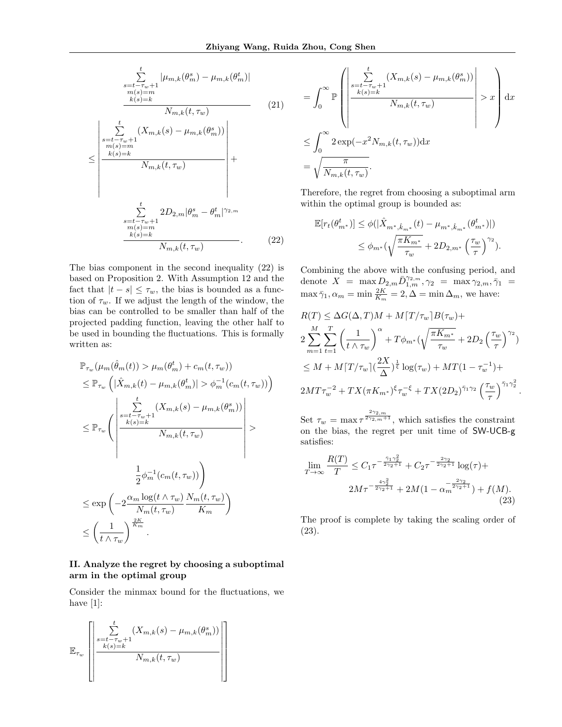$$
\frac{\sum_{\substack{s=t-\tau_w+1\\ m(s)=m\\ k(s)=k}}^{t} |\mu_{m,k}(\theta_m^s) - \mu_{m,k}(\theta_m^t)|}{N_{m,k}(t,\tau_w)} \tag{21}
$$

$$
\leq \left| \frac{\sum_{\substack{s=t-\tau_w+1\\ m(s)=m\\ k(s)=k}}^{t} (X_{m,k}(s) - \mu_{m,k}(\theta_m^s))}{N_{m,k}(t,\tau_w)} \right| + \frac{\sum_{\substack{s=t-\tau_w+1\\ m(s)=m\\ k(s)=k}}^{t} 2D_{2,m}|\theta_m^s - \theta_m^t|^{\gamma_{2,m}}}{N_{m,k}(t,\tau_w)}. \tag{22}
$$

The bias component in the second inequality (22) is based on Proposition 2. With Assumption 12 and the fact that $|t-s| \leq \tau_w$, the bias is bounded as a function of $\tau_w$. If we adjust the length of the window, the bias can be controlled to be smaller than half of the projected padding function, leaving the other half to be used in bounding the fluctuations. This is formally written as:

$$
\begin{aligned}
&\mathbb{P}_{\tau_w}(\mu_m(\hat{\theta}_m(t)) > \mu_m(\theta_m^t) + c_m(t,\tau_w)) \\
&\leq \mathbb{P}_{\tau_w}\left(|\hat{X}_{m,k}(t) - \mu_{m,k}(\theta_m^t)| > \phi_m^{-1}(c_m(t,\tau_w))\right) \\
&\leq \mathbb{P}_{\tau_w}\left( \left| \frac{\sum_{\substack{s=t-\tau_w+1\\ k(s)=k}}^{t} (X_{m,k}(s) - \mu_{m,k}(\theta_m^s))}{N_{m,k}(t,\tau_w)} \right| > \frac{1}{2}\phi_m^{-1}(c_m(t,\tau_w)) \right) \\
&\leq \exp\left(-2\frac{\alpha_m \log(t \wedge \tau_w)}{N_m(t,\tau_w)} \frac{N_m(t,\tau_w)}{K_m}\right) \\
&\leq \left(\frac{1}{t \wedge \tau_w}\right)^{\frac{2K}{K_m}}.
\end{aligned}
$$

**II. Analyze the regret by choosing a suboptimal arm in the optimal group**

Consider the minmax bound for the fluctuations, we have [1]:

$$
\begin{aligned}
&\mathbb{E}_{\tau_w}\left[ \left| \frac{\sum_{\substack{s=t-\tau_w+1\\ k(s)=k}}^{t} (X_{m,k}(s) - \mu_{m,k}(\theta_m^s))}{N_{m,k}(t,\tau_w)} \right| \right] \\
&= \int_0^\infty \mathbb{P}\left( \left| \frac{\sum_{\substack{s=t-\tau_w+1\\ k(s)=k}}^{t} (X_{m,k}(s) - \mu_{m,k}(\theta_m^s))}{N_{m,k}(t,\tau_w)} \right| > x \right) \mathrm{d}x \\
&\leq \int_0^\infty 2\exp(-x^2 N_{m,k}(t,\tau_w))\mathrm{d}x \\
&= \sqrt{\frac{\pi}{N_{m,k}(t,\tau_w)}}.
\end{aligned}
$$

Therefore, the regret from choosing a suboptimal arm within the optimal group is bounded as:

$$
\begin{aligned}
\mathbb{E}[r_t(\theta_{m^*}^t)] &\leq \phi(|\hat{X}_{m^*,\hat{k}_{m^*}}(t) - \mu_{m^*,\hat{k}_{m^*}}(\theta_{m^*}^t)|) \\
&\leq \phi_{m^*}\left(\sqrt{\frac{\pi K_{m^*}}{\tau_w}} + 2D_{2,m^*}\left(\frac{\tau_w}{\tau}\right)^{\gamma_2}\right).
\end{aligned}
$$

Combining the above with the confusing period, and denote $X = \max D_{2,m}\bar{D}_{1,m}^{\gamma_{2,m}}, \gamma_2 = \max \gamma_{2,m}, \bar{\gamma}_1 = \max \bar{\gamma}_1, \alpha_m = \min \frac{2K}{K_m} = 2, \Delta = \min \Delta_m$, we have:

$$
\begin{aligned}
&R(T) \leq \Delta G(\Delta, T)M + M\lceil T/\tau_w \rceil B(\tau_w) + \\
&2\sum_{m=1}^{M}\sum_{t=1}^{T}\left(\frac{1}{t\wedge\tau_w}\right)^{\alpha} + T\phi_{m^*}\left(\sqrt{\frac{\pi K_{m^*}}{\tau_w}} + 2D_2\left(\frac{\tau_w}{\tau}\right)^{\gamma_2}\right) \\
&\leq M + M\lceil T/\tau_w \rceil \left(\frac{2X}{\Delta}\right)^{\frac{1}{\xi}} \log(\tau_w) + MT(1-\tau_w^{-1}) + \\
&2MT\tau_w^{-2} + TX(\pi K_{m^*})^{\xi}\tau_w^{-\xi} + TX(2D_2)^{\bar{\gamma}_1\gamma_2}\left(\frac{\tau_w}{\tau}\right)^{\bar{\gamma}_1\gamma_2^2}.
\end{aligned}
$$

Set $\tau_w = \max \tau^{\frac{2\gamma_{2,m}}{2\gamma_{2,m}+1}}$, which satisfies the constraint on the bias, the regret per unit time of SW-UCB-g satisfies:

$$
\begin{aligned}
\lim_{T\to\infty}\frac{R(T)}{T} &\leq C_1\tau^{-\frac{\bar{\gamma}_1\gamma_2^2}{2\gamma_2+1}} + C_2\tau^{-\frac{2\gamma_2}{2\gamma_2+1}}\log(\tau) + \\
&2M\tau^{-\frac{4\gamma_2^2}{2\gamma_2+1}} + 2M(1-\alpha_m^{-\frac{2\gamma_2}{2\gamma_2+1}}) + f(M).
\end{aligned} \tag{23}
$$

The proof is complete by taking the scaling order of (23).